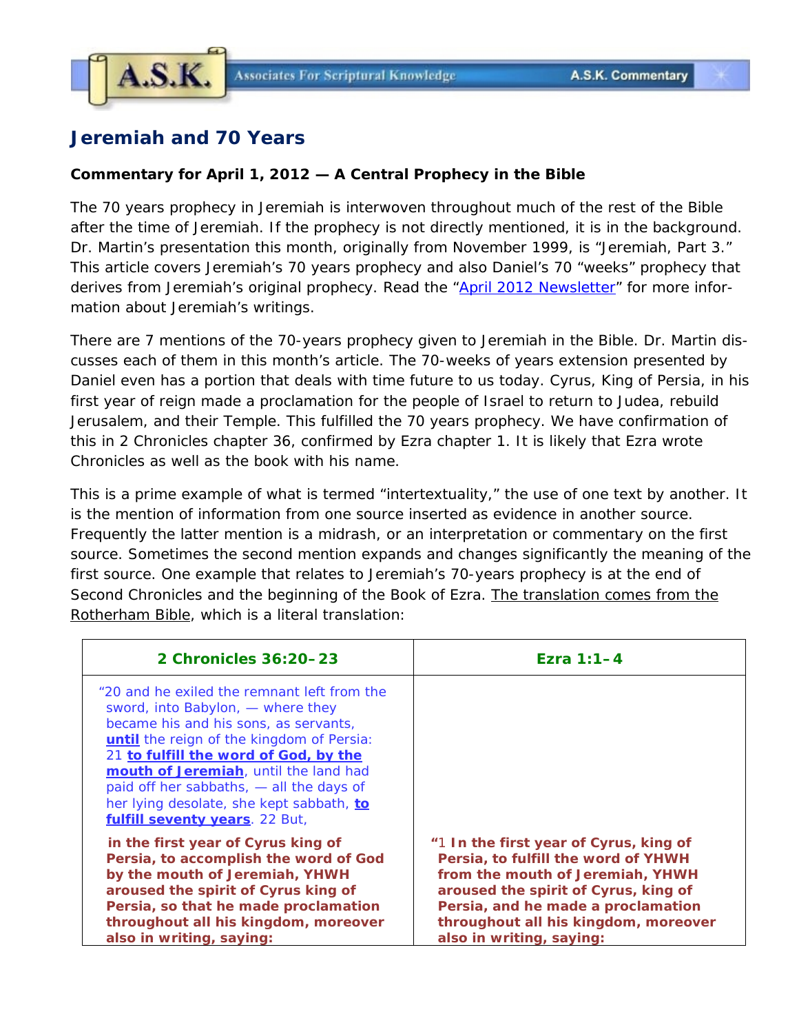# Jeremiah and 70 Years

**Commentary for April 1, 2012 — A Central Prophecy in the Bible**

The 70 years prophecy in Jeremiah is interwoven throughout much of the rest of the Bible after the time of Jeremiah. If the prophecy is not directly mentioned, it is in the background. Dr. Martin's presentation this month, originally from November 1999, is "Jeremiah, Part 3." This article covers Jeremiah's 70 years prophecy and also Daniel's 70 "weeks" prophecy that derives from Jeremiah's original prophecy. Read the "April 2012 Newsletter" for more information about Jeremiah's writings.

There are 7 mentions of the 70-years prophecy given to Jeremiah in the Bible. Dr. Martin discusses each of them in this month's article. The 70-weeks of years extension presented by Daniel even has a portion that deals with time future to us today. Cyrus, King of Persia, in his first year of reign made a proclamation for the people of Israel to return to Judea, rebuild Jerusalem, and their Temple. This fulfilled the 70 years prophecy. We have confirmation of this in 2 Chronicles chapter 36, confirmed by Ezra chapter 1. It is likely that Ezra wrote Chronicles as well as the book with his name.

This is a prime example of what is termed "intertextuality," the use of one text by another. It is the mention of information from one source inserted as evidence in another source. Frequently the latter mention is a midrash, or an interpretation or commentary on the first source. Sometimes the second mention expands and changes significantly the meaning of the first source. One example that relates to Jeremiah's 70-years prophecy is at the end of Second Chronicles and the beginning of the Book of Ezra. The translation comes from the Rotherham Bible, which is a literal translation:

| 2 Chronicles 36:20–23 | Ezra 1:1–4 |
| --- | --- |
| "20 and he exiled the remnant left from the sword, into Babylon, — where they became his and his sons, as servants, **until** the reign of the kingdom of Persia: 21 **to fulfill the word of God, by the mouth of Jeremiah**, until the land had paid off her sabbaths, — all the days of her lying desolate, she kept sabbath, **to fulfill seventy years**. 22 But, | |
| **in the first year of Cyrus king of Persia, to accomplish the word of God by the mouth of Jeremiah, YHWH aroused the spirit of Cyrus king of Persia, so that he made proclamation throughout all his kingdom, moreover also in writing, saying:** | "1 **In the first year of Cyrus, king of Persia, to fulfill the word of YHWH from the mouth of Jeremiah, YHWH aroused the spirit of Cyrus, king of Persia, and he made a proclamation throughout all his kingdom, moreover also in writing, saying:** |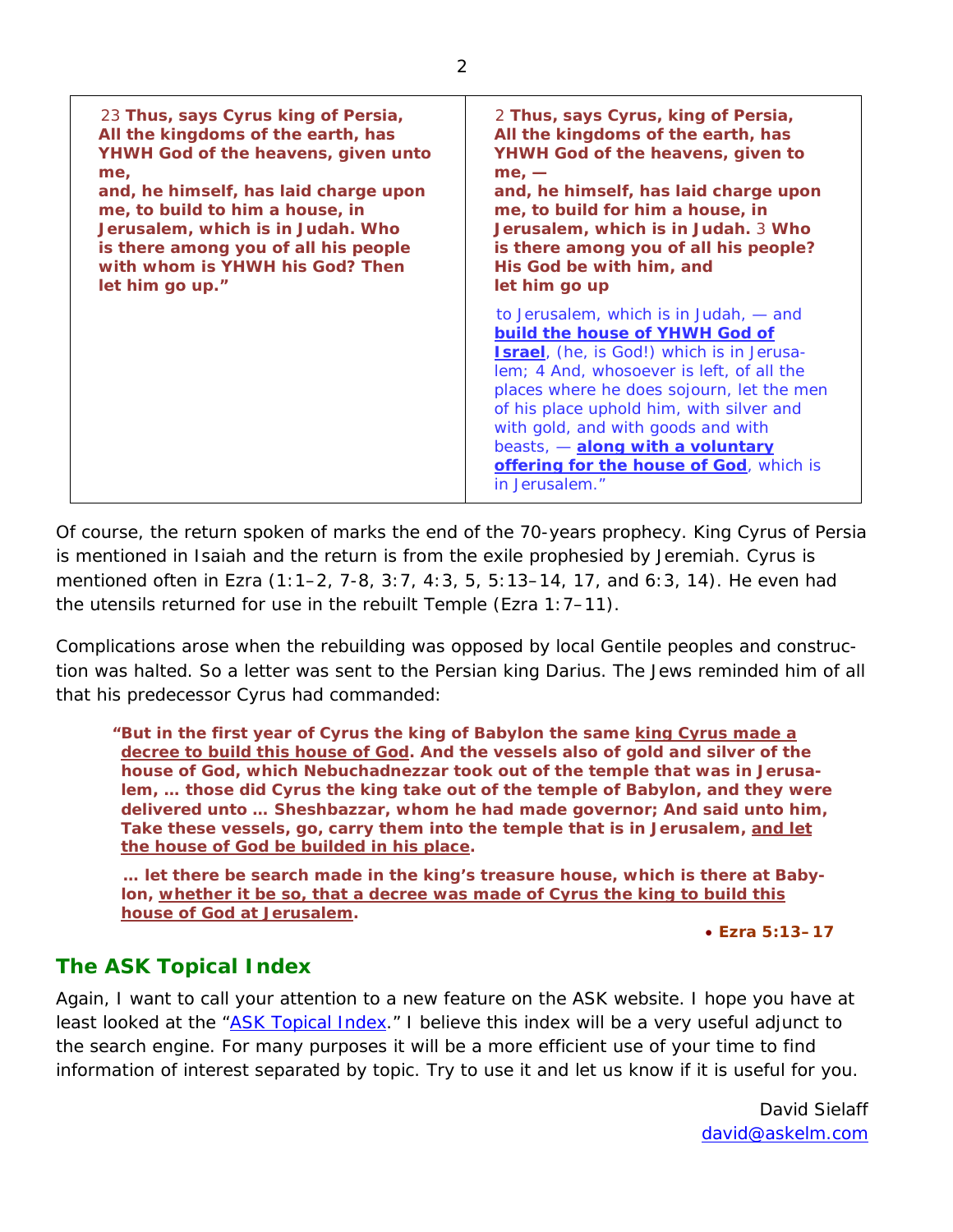| | |
|---|---|
| 23 **Thus, says Cyrus king of Persia, All the kingdoms of the earth, has YHWH God of the heavens, given unto me, and, he himself, has laid charge upon me, to build to him a house, in Jerusalem, which is in Judah. Who is there among you of all his people with whom is YHWH his God? Then let him go up."** | 2 **Thus, says Cyrus, king of Persia, All the kingdoms of the earth, has YHWH God of the heavens, given to me, — and, he himself, has laid charge upon me, to build for him a house, in Jerusalem, which is in Judah.** 3 **Who is there among you of all his people? His God be with him, and let him go up** to Jerusalem, which is in Judah, — and **build the house of YHWH God of Israel**, (he, is God!) which is in Jerusalem; 4 And, whosoever is left, of all the places where he does sojourn, let the men of his place uphold him, with silver and with gold, and with goods and with beasts, — **along with a voluntary offering for the house of God**, which is in Jerusalem." |

Of course, the return spoken of marks the end of the 70-years prophecy. King Cyrus of Persia is mentioned in Isaiah and the return is from the exile prophesied by Jeremiah. Cyrus is mentioned often in Ezra (1:1–2, 7-8, 3:7, 4:3, 5, 5:13–14, 17, and 6:3, 14). He even had the utensils returned for use in the rebuilt Temple (Ezra 1:7–11).

Complications arose when the rebuilding was opposed by local Gentile peoples and construction was halted. So a letter was sent to the Persian king Darius. The Jews reminded him of all that his predecessor Cyrus had commanded:

> **"But in the first year of Cyrus the king of Babylon the same king Cyrus made a decree to build this house of God. And the vessels also of gold and silver of the house of God, which Nebuchadnezzar took out of the temple that was in Jerusalem, … those did Cyrus the king take out of the temple of Babylon, and they were delivered unto … Sheshbazzar, whom he had made governor; And said unto him, Take these vessels, go, carry them into the temple that is in Jerusalem, and let the house of God be builded in his place.**
>
> **… let there be search made in the king's treasure house, which is there at Babylon, whether it be so, that a decree was made of Cyrus the king to build this house of God at Jerusalem.**
>
> • **Ezra 5:13–17**

## The ASK Topical Index

Again, I want to call your attention to a new feature on the ASK website. I hope you have at least looked at the "ASK Topical Index." I believe this index will be a very useful adjunct to the search engine. For many purposes it will be a more efficient use of your time to find information of interest separated by topic. Try to use it and let us know if it is useful for you.

David Sielaff
david@askelm.com